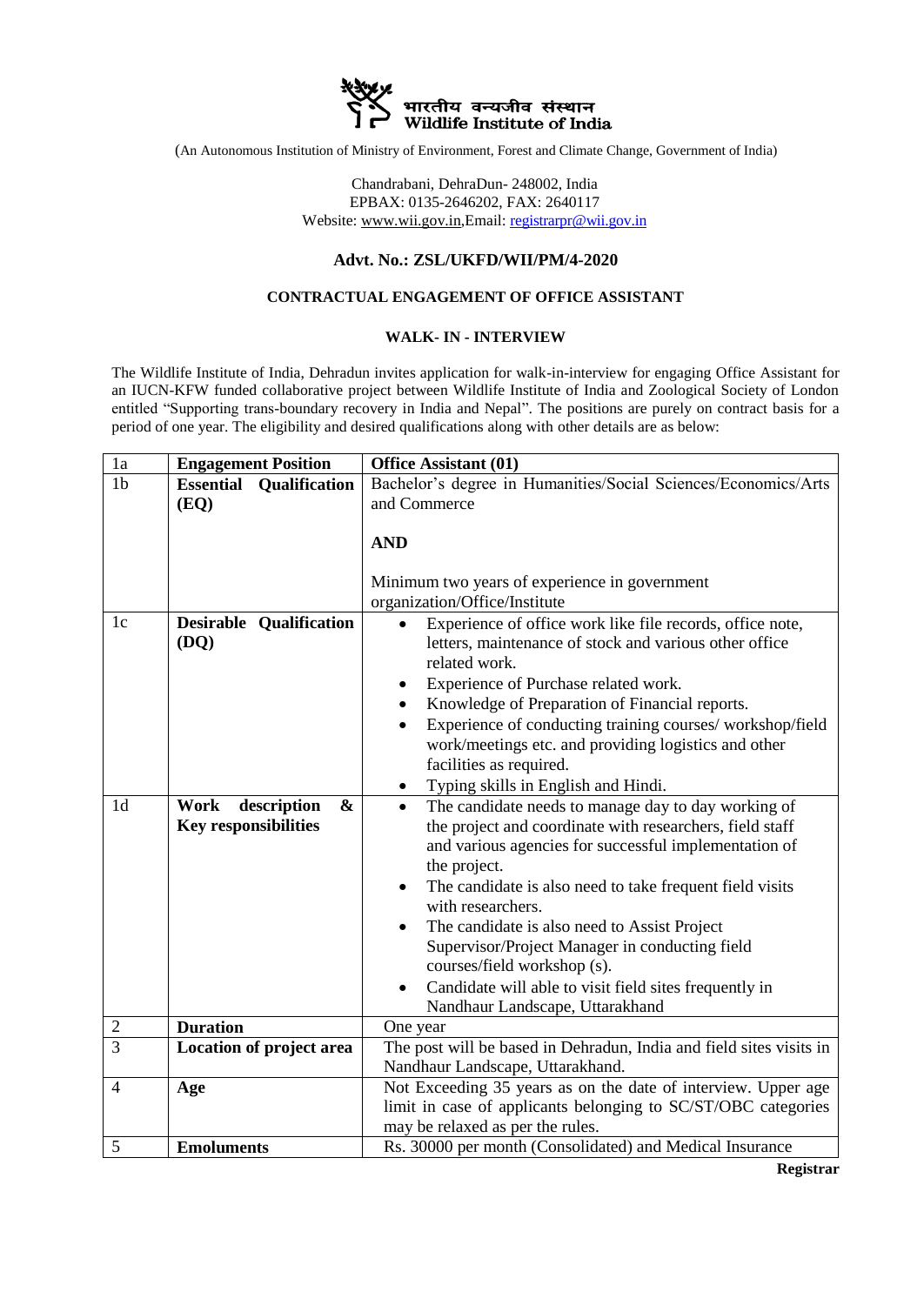भारतीय वन्यजीव संस्थान
Wildlife Institute of India

(An Autonomous Institution of Ministry of Environment, Forest and Climate Change, Government of India)

Chandrabani, DehraDun- 248002, India
EPBAX: 0135-2646202, FAX: 2640117
Website: www.wii.gov.in,Email: registrarpr@wii.gov.in

## Advt. No.: ZSL/UKFD/WII/PM/4-2020

### CONTRACTUAL ENGAGEMENT OF OFFICE ASSISTANT

### WALK- IN - INTERVIEW

The Wildlife Institute of India, Dehradun invites application for walk-in-interview for engaging Office Assistant for an IUCN-KFW funded collaborative project between Wildlife Institute of India and Zoological Society of London entitled "Supporting trans-boundary recovery in India and Nepal". The positions are purely on contract basis for a period of one year. The eligibility and desired qualifications along with other details are as below:

| 1a | **Engagement Position** | **Office Assistant (01)** |
|---|---|---|
| 1b | **Essential Qualification (EQ)** | Bachelor's degree in Humanities/Social Sciences/Economics/Arts and Commerce<br><br>**AND**<br><br>Minimum two years of experience in government organization/Office/Institute |
| 1c | **Desirable Qualification (DQ)** | • Experience of office work like file records, office note, letters, maintenance of stock and various other office related work.<br>• Experience of Purchase related work.<br>• Knowledge of Preparation of Financial reports.<br>• Experience of conducting training courses/ workshop/field work/meetings etc. and providing logistics and other facilities as required.<br>• Typing skills in English and Hindi. |
| 1d | **Work description & Key responsibilities** | • The candidate needs to manage day to day working of the project and coordinate with researchers, field staff and various agencies for successful implementation of the project.<br>• The candidate is also need to take frequent field visits with researchers.<br>• The candidate is also need to Assist Project Supervisor/Project Manager in conducting field courses/field workshop (s).<br>• Candidate will able to visit field sites frequently in Nandhaur Landscape, Uttarakhand |
| 2 | **Duration** | One year |
| 3 | **Location of project area** | The post will be based in Dehradun, India and field sites visits in Nandhaur Landscape, Uttarakhand. |
| 4 | **Age** | Not Exceeding 35 years as on the date of interview. Upper age limit in case of applicants belonging to SC/ST/OBC categories may be relaxed as per the rules. |
| 5 | **Emoluments** | Rs. 30000 per month (Consolidated) and Medical Insurance |

**Registrar**